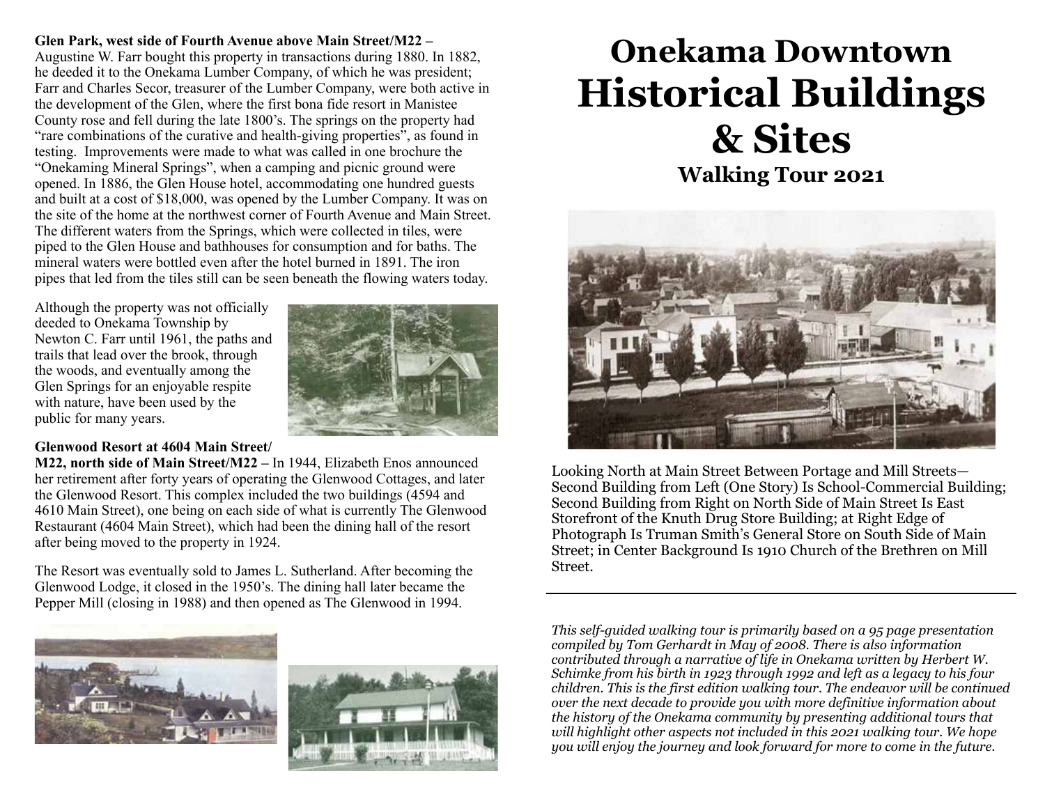**Glen Park, west side of Fourth Avenue above Main Street/M22 –** Augustine W. Farr bought this property in transactions during 1880. In 1882, he deeded it to the Onekama Lumber Company, of which he was president; Farr and Charles Secor, treasurer of the Lumber Company, were both active in the development of the Glen, where the first bona fide resort in Manistee County rose and fell during the late 1800's. The springs on the property had "rare combinations of the curative and health-giving properties", as found in testing. Improvements were made to what was called in one brochure the "Onekaming Mineral Springs", when a camping and picnic ground were opened. In 1886, the Glen House hotel, accommodating one hundred guests and built at a cost of $18,000, was opened by the Lumber Company. It was on the site of the home at the northwest corner of Fourth Avenue and Main Street. The different waters from the Springs, which were collected in tiles, were piped to the Glen House and bathhouses for consumption and for baths. The mineral waters were bottled even after the hotel burned in 1891. The iron pipes that led from the tiles still can be seen beneath the flowing waters today.

Although the property was not officially deeded to Onekama Township by Newton C. Farr until 1961, the paths and trails that lead over the brook, through the woods, and eventually among the Glen Springs for an enjoyable respite with nature, have been used by the public for many years.

**Glenwood Resort at 4604 Main Street/ M22, north side of Main Street/M22 –** In 1944, Elizabeth Enos announced her retirement after forty years of operating the Glenwood Cottages, and later the Glenwood Resort. This complex included the two buildings (4594 and 4610 Main Street), one being on each side of what is currently The Glenwood Restaurant (4604 Main Street), which had been the dining hall of the resort after being moved to the property in 1924.

The Resort was eventually sold to James L. Sutherland. After becoming the Glenwood Lodge, it closed in the 1950's. The dining hall later became the Pepper Mill (closing in 1988) and then opened as The Glenwood in 1994.

# Onekama Downtown Historical Buildings & Sites

## Walking Tour 2021

Looking North at Main Street Between Portage and Mill Streets—Second Building from Left (One Story) Is School-Commercial Building; Second Building from Right on North Side of Main Street Is East Storefront of the Knuth Drug Store Building; at Right Edge of Photograph Is Truman Smith's General Store on South Side of Main Street; in Center Background Is 1910 Church of the Brethren on Mill Street.

---

*This self-guided walking tour is primarily based on a 95 page presentation compiled by Tom Gerhardt in May of 2008. There is also information contributed through a narrative of life in Onekama written by Herbert W. Schimke from his birth in 1923 through 1992 and left as a legacy to his four children. This is the first edition walking tour. The endeavor will be continued over the next decade to provide you with more definitive information about the history of the Onekama community by presenting additional tours that will highlight other aspects not included in this 2021 walking tour. We hope you will enjoy the journey and look forward for more to come in the future.*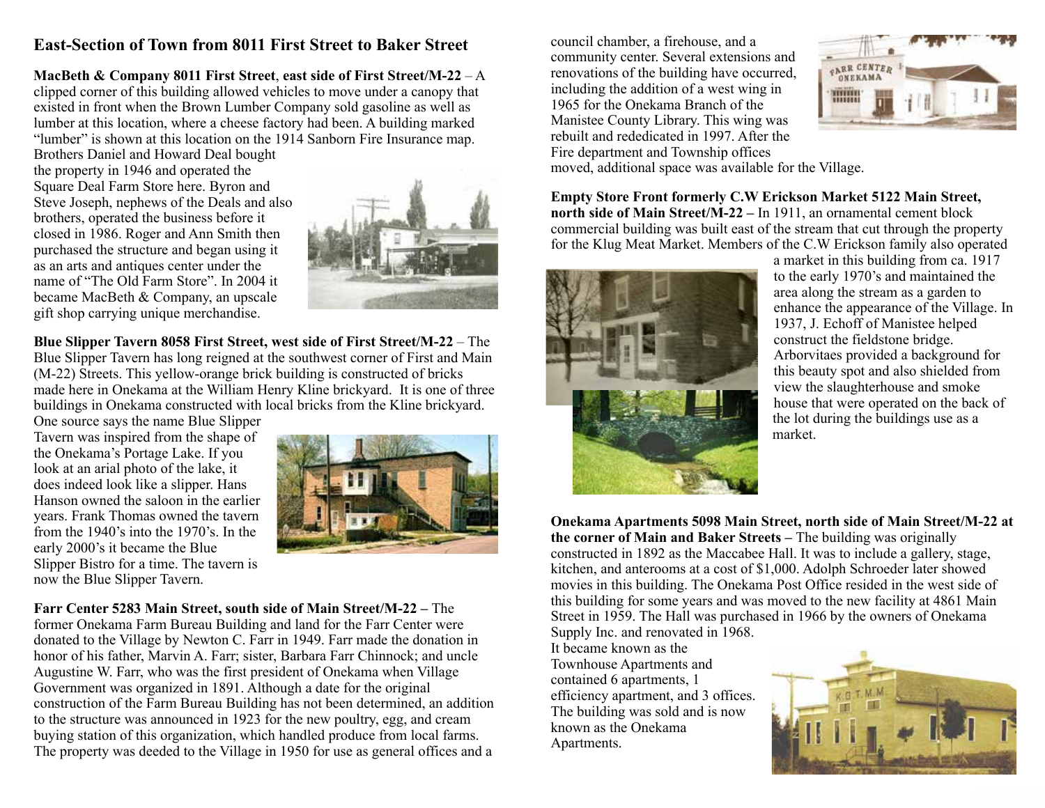## East-Section of Town from 8011 First Street to Baker Street

**MacBeth & Company 8011 First Street**, **east side of First Street/M-22** – A clipped corner of this building allowed vehicles to move under a canopy that existed in front when the Brown Lumber Company sold gasoline as well as lumber at this location, where a cheese factory had been. A building marked "lumber" is shown at this location on the 1914 Sanborn Fire Insurance map. Brothers Daniel and Howard Deal bought the property in 1946 and operated the Square Deal Farm Store here. Byron and Steve Joseph, nephews of the Deals and also brothers, operated the business before it closed in 1986. Roger and Ann Smith then purchased the structure and began using it as an arts and antiques center under the name of "The Old Farm Store". In 2004 it became MacBeth & Company, an upscale gift shop carrying unique merchandise.

**Blue Slipper Tavern 8058 First Street, west side of First Street/M-22** – The Blue Slipper Tavern has long reigned at the southwest corner of First and Main (M-22) Streets. This yellow-orange brick building is constructed of bricks made here in Onekama at the William Henry Kline brickyard. It is one of three buildings in Onekama constructed with local bricks from the Kline brickyard. One source says the name Blue Slipper Tavern was inspired from the shape of the Onekama's Portage Lake. If you look at an arial photo of the lake, it does indeed look like a slipper. Hans Hanson owned the saloon in the earlier years. Frank Thomas owned the tavern from the 1940's into the 1970's. In the early 2000's it became the Blue Slipper Bistro for a time. The tavern is now the Blue Slipper Tavern.

**Farr Center 5283 Main Street, south side of Main Street/M-22 –** The former Onekama Farm Bureau Building and land for the Farr Center were donated to the Village by Newton C. Farr in 1949. Farr made the donation in honor of his father, Marvin A. Farr; sister, Barbara Farr Chinnock; and uncle Augustine W. Farr, who was the first president of Onekama when Village Government was organized in 1891. Although a date for the original construction of the Farm Bureau Building has not been determined, an addition to the structure was announced in 1923 for the new poultry, egg, and cream buying station of this organization, which handled produce from local farms. The property was deeded to the Village in 1950 for use as general offices and a council chamber, a firehouse, and a community center. Several extensions and renovations of the building have occurred, including the addition of a west wing in 1965 for the Onekama Branch of the Manistee County Library. This wing was rebuilt and rededicated in 1997. After the Fire department and Township offices moved, additional space was available for the Village.

**Empty Store Front formerly C.W Erickson Market 5122 Main Street, north side of Main Street/M-22 –** In 1911, an ornamental cement block commercial building was built east of the stream that cut through the property for the Klug Meat Market. Members of the C.W Erickson family also operated a market in this building from ca. 1917 to the early 1970's and maintained the area along the stream as a garden to enhance the appearance of the Village. In 1937, J. Echoff of Manistee helped construct the fieldstone bridge. Arborvitaes provided a background for this beauty spot and also shielded from view the slaughterhouse and smoke house that were operated on the back of the lot during the buildings use as a market.

**Onekama Apartments 5098 Main Street, north side of Main Street/M-22 at the corner of Main and Baker Streets –** The building was originally constructed in 1892 as the Maccabee Hall. It was to include a gallery, stage, kitchen, and anterooms at a cost of $1,000. Adolph Schroeder later showed movies in this building. The Onekama Post Office resided in the west side of this building for some years and was moved to the new facility at 4861 Main Street in 1959. The Hall was purchased in 1966 by the owners of Onekama Supply Inc. and renovated in 1968. It became known as the Townhouse Apartments and contained 6 apartments, 1 efficiency apartment, and 3 offices. The building was sold and is now known as the Onekama Apartments.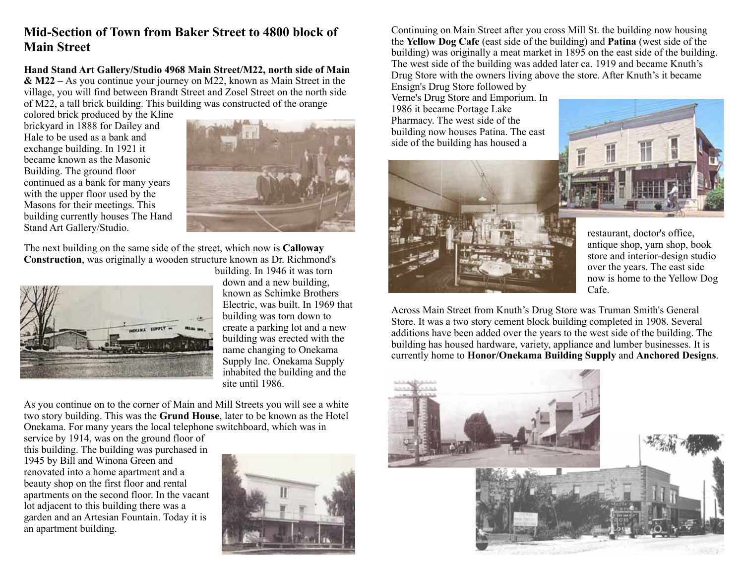## Mid-Section of Town from Baker Street to 4800 block of Main Street

**Hand Stand Art Gallery/Studio 4968 Main Street/M22, north side of Main & M22 –** As you continue your journey on M22, known as Main Street in the village, you will find between Brandt Street and Zosel Street on the north side of M22, a tall brick building. This building was constructed of the orange colored brick produced by the Kline brickyard in 1888 for Dailey and Hale to be used as a bank and exchange building. In 1921 it became known as the Masonic Building. The ground floor continued as a bank for many years with the upper floor used by the Masons for their meetings. This building currently houses The Hand Stand Art Gallery/Studio.

The next building on the same side of the street, which now is **Calloway Construction**, was originally a wooden structure known as Dr. Richmond's building. In 1946 it was torn down and a new building, known as Schimke Brothers Electric, was built. In 1969 that building was torn down to create a parking lot and a new building was erected with the name changing to Onekama Supply Inc. Onekama Supply inhabited the building and the site until 1986.

As you continue on to the corner of Main and Mill Streets you will see a white two story building. This was the **Grund House**, later to be known as the Hotel Onekama. For many years the local telephone switchboard, which was in service by 1914, was on the ground floor of this building. The building was purchased in 1945 by Bill and Winona Green and renovated into a home apartment and a beauty shop on the first floor and rental apartments on the second floor. In the vacant lot adjacent to this building there was a garden and an Artesian Fountain. Today it is an apartment building.

Continuing on Main Street after you cross Mill St. the building now housing the **Yellow Dog Cafe** (east side of the building) and **Patina** (west side of the building) was originally a meat market in 1895 on the east side of the building. The west side of the building was added later ca. 1919 and became Knuth's Drug Store with the owners living above the store. After Knuth's it became Ensign's Drug Store followed by Verne's Drug Store and Emporium. In 1986 it became Portage Lake Pharmacy. The west side of the building now houses Patina. The east side of the building has housed a restaurant, doctor's office, antique shop, yarn shop, book store and interior-design studio over the years. The east side now is home to the Yellow Dog Cafe.

Across Main Street from Knuth's Drug Store was Truman Smith's General Store. It was a two story cement block building completed in 1908. Several additions have been added over the years to the west side of the building. The building has housed hardware, variety, appliance and lumber businesses. It is currently home to **Honor/Onekama Building Supply** and **Anchored Designs**.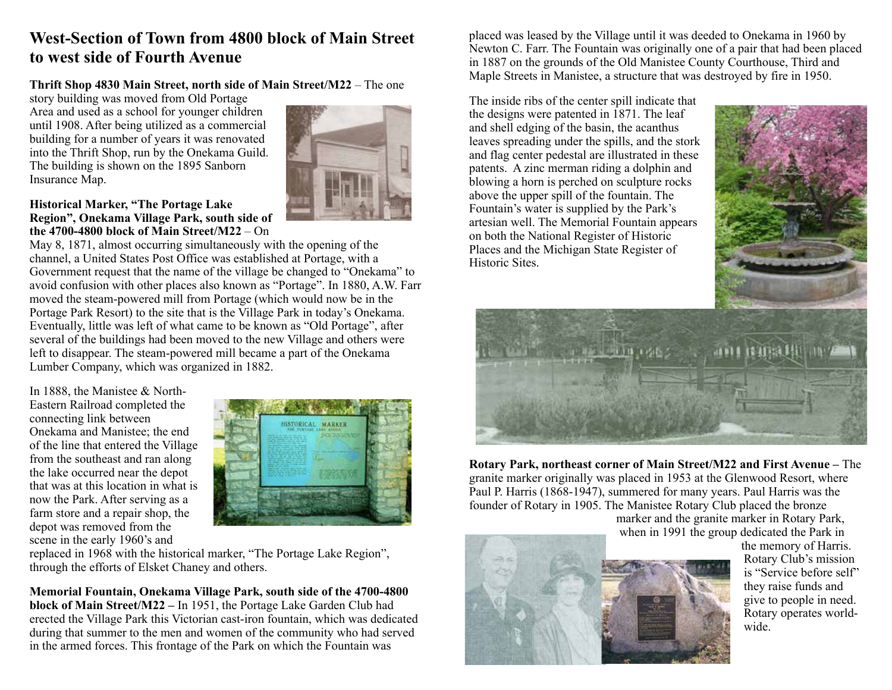## West-Section of Town from 4800 block of Main Street to west side of Fourth Avenue

**Thrift Shop 4830 Main Street, north side of Main Street/M22** – The one story building was moved from Old Portage Area and used as a school for younger children until 1908. After being utilized as a commercial building for a number of years it was renovated into the Thrift Shop, run by the Onekama Guild. The building is shown on the 1895 Sanborn Insurance Map.

**Historical Marker, "The Portage Lake Region", Onekama Village Park, south side of the 4700-4800 block of Main Street/M22** – On May 8, 1871, almost occurring simultaneously with the opening of the channel, a United States Post Office was established at Portage, with a Government request that the name of the village be changed to "Onekama" to avoid confusion with other places also known as "Portage". In 1880, A.W. Farr moved the steam-powered mill from Portage (which would now be in the Portage Park Resort) to the site that is the Village Park in today's Onekama. Eventually, little was left of what came to be known as "Old Portage", after several of the buildings had been moved to the new Village and others were left to disappear. The steam-powered mill became a part of the Onekama Lumber Company, which was organized in 1882.

In 1888, the Manistee & North-Eastern Railroad completed the connecting link between Onekama and Manistee; the end of the line that entered the Village from the southeast and ran along the lake occurred near the depot that was at this location in what is now the Park. After serving as a farm store and a repair shop, the depot was removed from the scene in the early 1960's and replaced in 1968 with the historical marker, "The Portage Lake Region", through the efforts of Elsket Chaney and others.

**Memorial Fountain, Onekama Village Park, south side of the 4700-4800 block of Main Street/M22 –** In 1951, the Portage Lake Garden Club had erected the Village Park this Victorian cast-iron fountain, which was dedicated during that summer to the men and women of the community who had served in the armed forces. This frontage of the Park on which the Fountain was placed was leased by the Village until it was deeded to Onekama in 1960 by Newton C. Farr. The Fountain was originally one of a pair that had been placed in 1887 on the grounds of the Old Manistee County Courthouse, Third and Maple Streets in Manistee, a structure that was destroyed by fire in 1950.

The inside ribs of the center spill indicate that the designs were patented in 1871. The leaf and shell edging of the basin, the acanthus leaves spreading under the spills, and the stork and flag center pedestal are illustrated in these patents. A zinc merman riding a dolphin and blowing a horn is perched on sculpture rocks above the upper spill of the fountain. The Fountain's water is supplied by the Park's artesian well. The Memorial Fountain appears on both the National Register of Historic Places and the Michigan State Register of Historic Sites.

**Rotary Park, northeast corner of Main Street/M22 and First Avenue –** The granite marker originally was placed in 1953 at the Glenwood Resort, where Paul P. Harris (1868-1947), summered for many years. Paul Harris was the founder of Rotary in 1905. The Manistee Rotary Club placed the bronze marker and the granite marker in Rotary Park, when in 1991 the group dedicated the Park in the memory of Harris. Rotary Club's mission is "Service before self" they raise funds and give to people in need. Rotary operates world-wide.